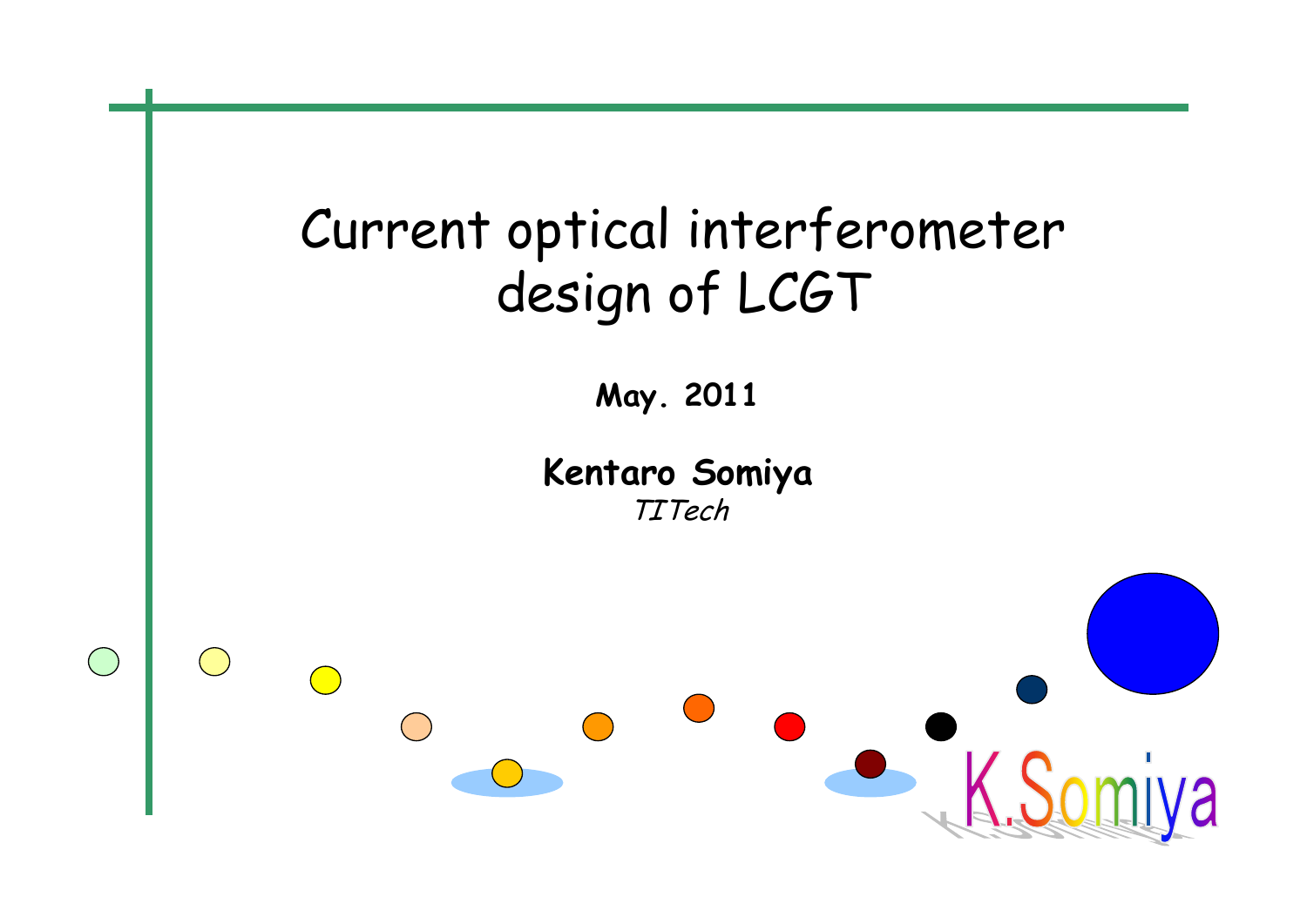# Current optical interferometer design of LCGT

**May. 2011**

**Kentaro Somiya**

*TITech*

K.Somiya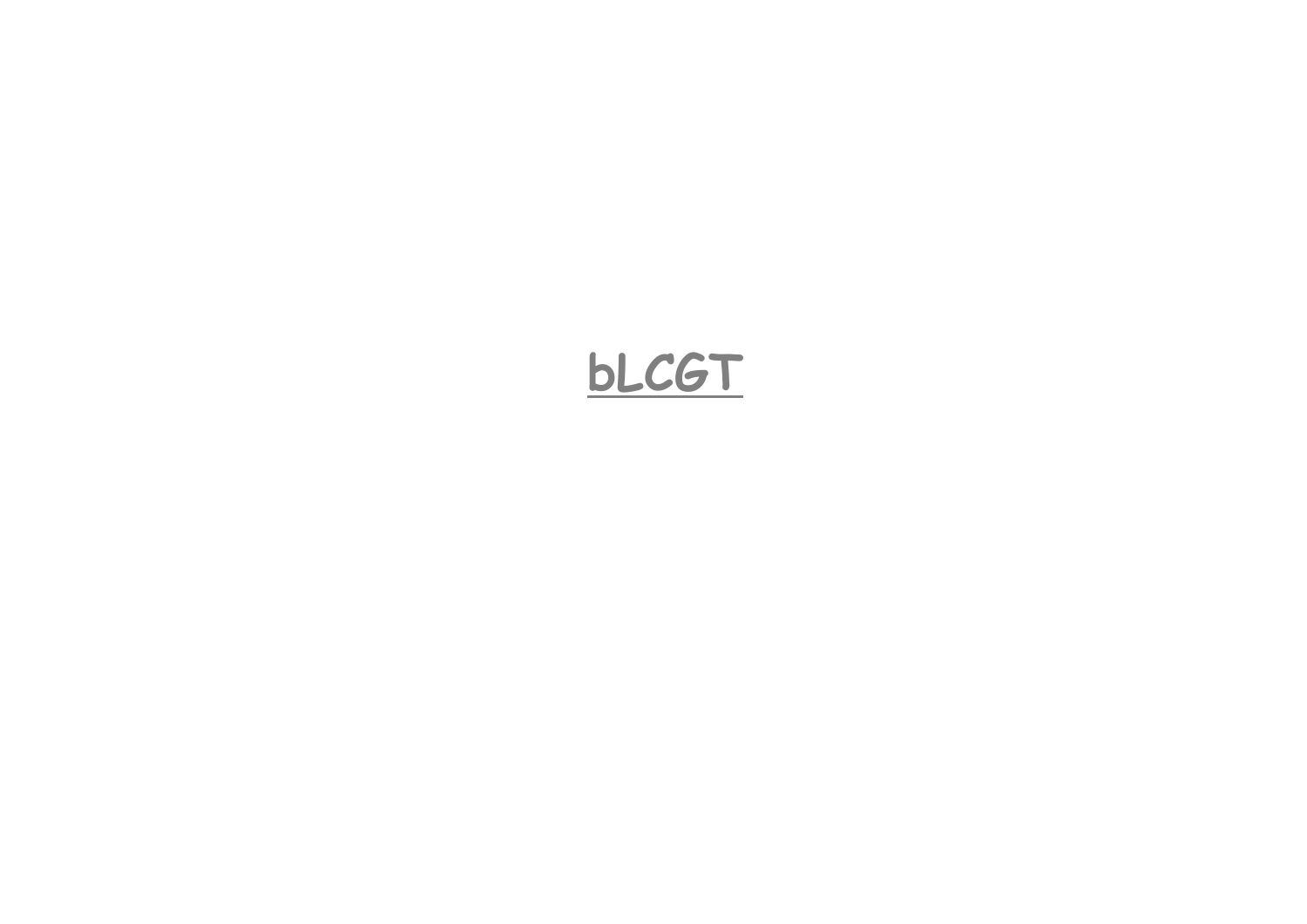# bLCGT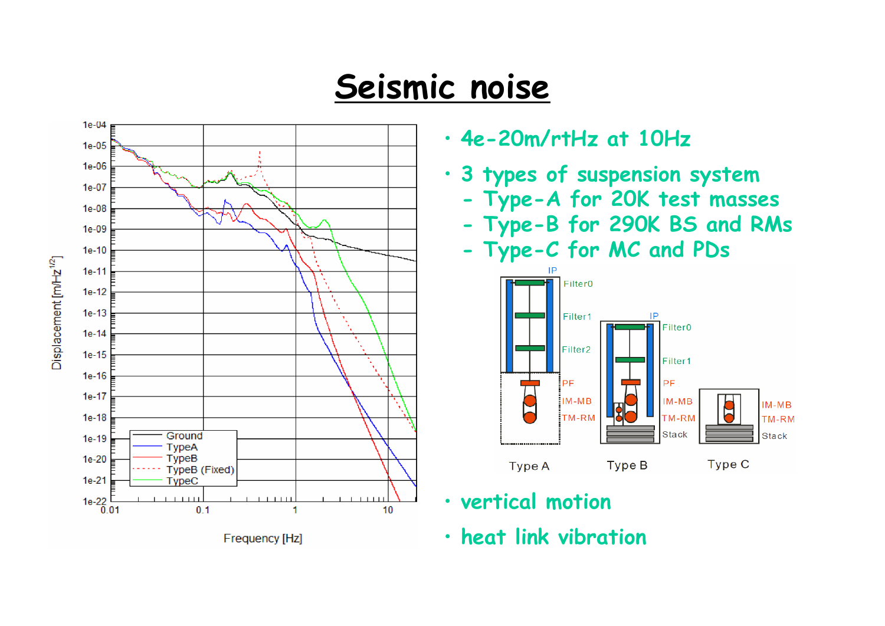# Seismic noise

- 4e-20m/rtHz at 10Hz
- 3 types of suspension system
  - Type-A for 20K test masses
  - Type-B for 290K BS and RMs
  - Type-C for MC and PDs
- vertical motion
- heat link vibration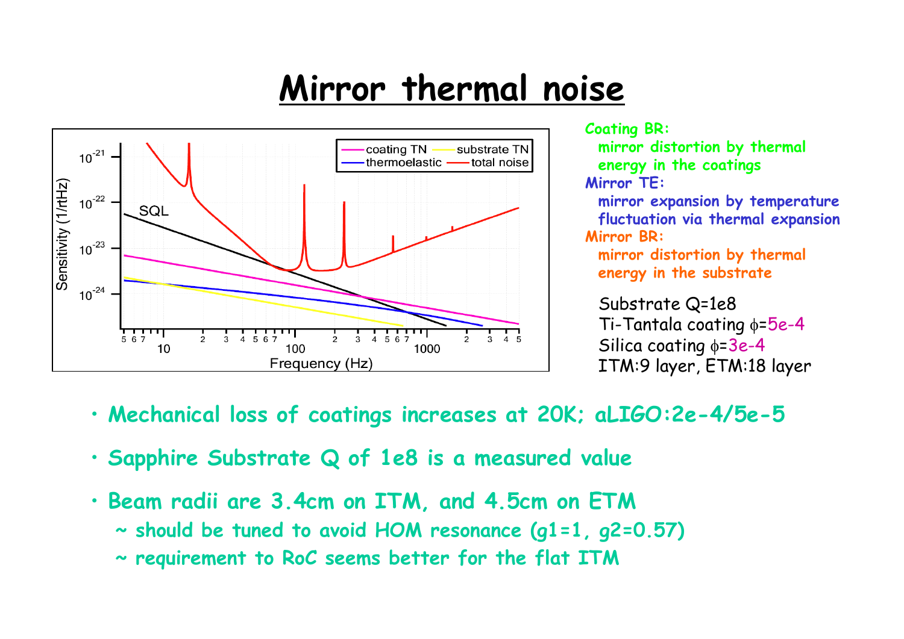# Mirror thermal noise

**Coating BR:**
mirror distortion by thermal energy in the coatings

**Mirror TE:**
mirror expansion by temperature fluctuation via thermal expansion

**Mirror BR:**
mirror distortion by thermal energy in the substrate

Substrate Q=1e8
Ti-Tantala coating $\phi$=5e-4
Silica coating $\phi$=3e-4
ITM:9 layer, ETM:18 layer

- **Mechanical loss of coatings increases at 20K; aLIGO:2e-4/5e-5**
- **Sapphire Substrate Q of 1e8 is a measured value**
- **Beam radii are 3.4cm on ITM, and 4.5cm on ETM**
  - ~ should be tuned to avoid HOM resonance (g1=1, g2=0.57)
  - ~ requirement to RoC seems better for the flat ITM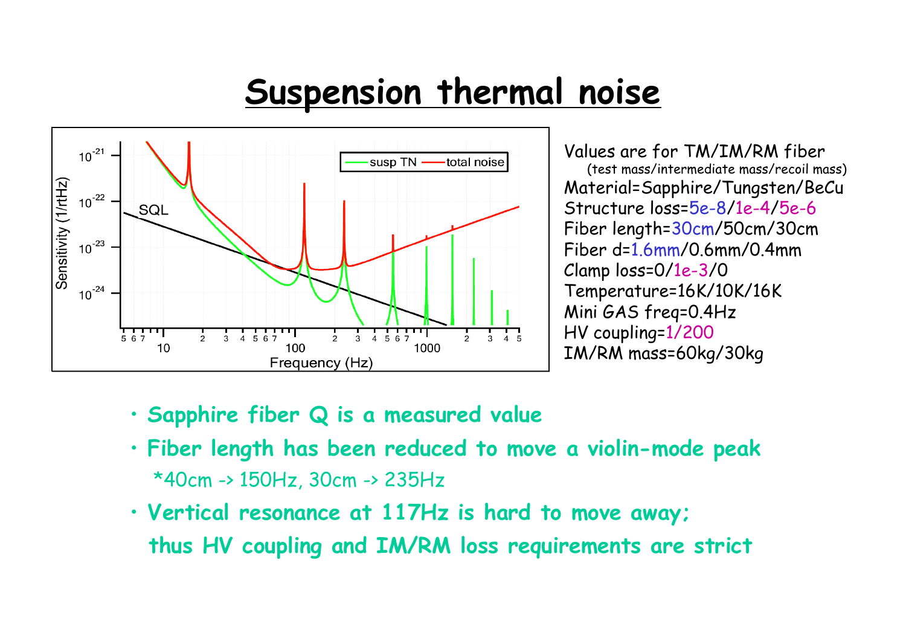# Suspension thermal noise

Values are for TM/IM/RM fiber
(test mass/intermediate mass/recoil mass)
Material=Sapphire/Tungsten/BeCu
Structure loss=5e-8/1e-4/5e-6
Fiber length=30cm/50cm/30cm
Fiber d=1.6mm/0.6mm/0.4mm
Clamp loss=0/1e-3/0
Temperature=16K/10K/16K
Mini GAS freq=0.4Hz
HV coupling=1/200
IM/RM mass=60kg/30kg

- **Sapphire fiber Q is a measured value**
- **Fiber length has been reduced to move a violin-mode peak**
  *40cm -> 150Hz, 30cm -> 235Hz
- **Vertical resonance at 117Hz is hard to move away; thus HV coupling and IM/RM loss requirements are strict**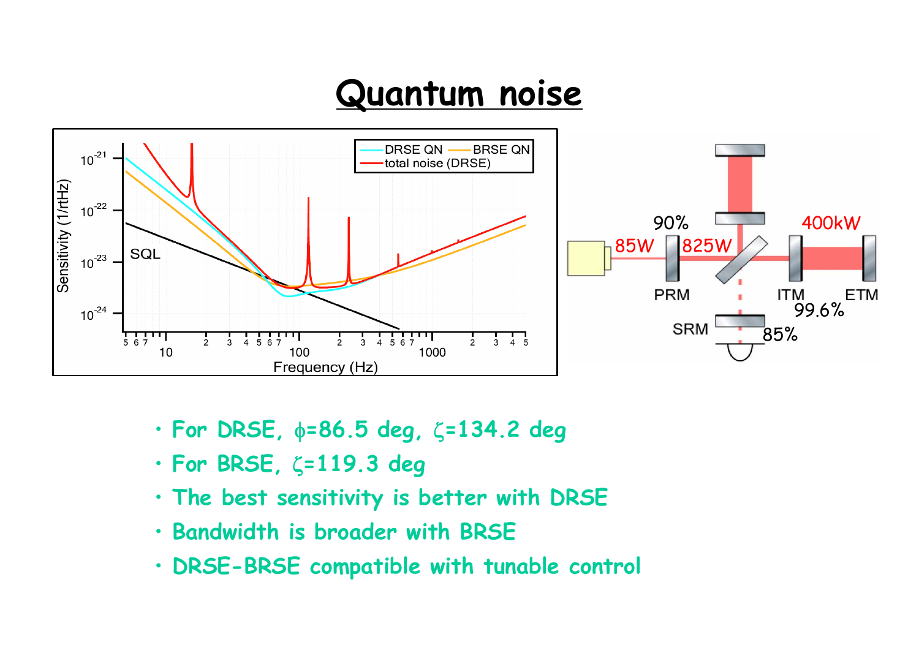# Quantum noise

- For DRSE, $\phi$=86.5 deg, $\zeta$=134.2 deg
- For BRSE, $\zeta$=119.3 deg
- The best sensitivity is better with DRSE
- Bandwidth is broader with BRSE
- DRSE-BRSE compatible with tunable control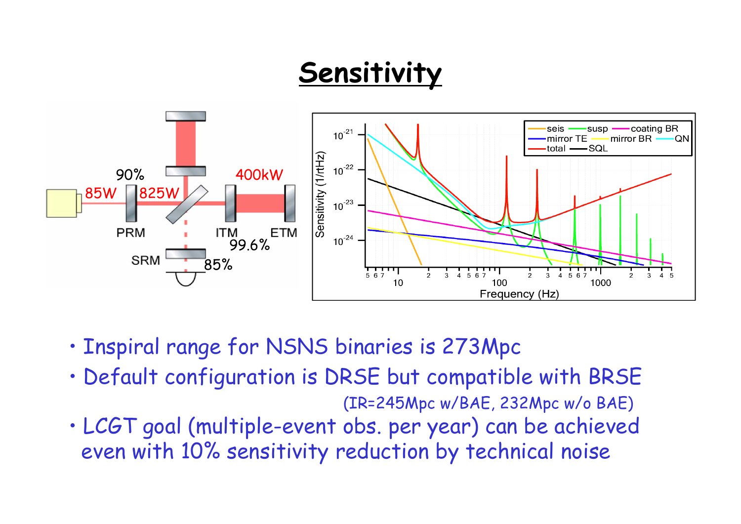# Sensitivity

- Inspiral range for NSNS binaries is 273Mpc
- Default configuration is DRSE but compatible with BRSE (IR=245Mpc w/BAE, 232Mpc w/o BAE)
- LCGT goal (multiple-event obs. per year) can be achieved even with 10% sensitivity reduction by technical noise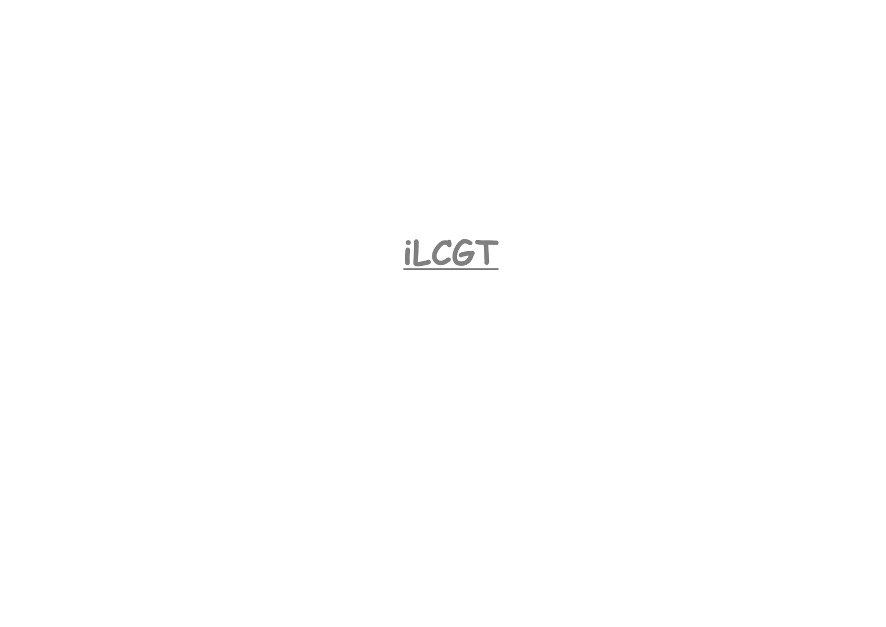# iLCGT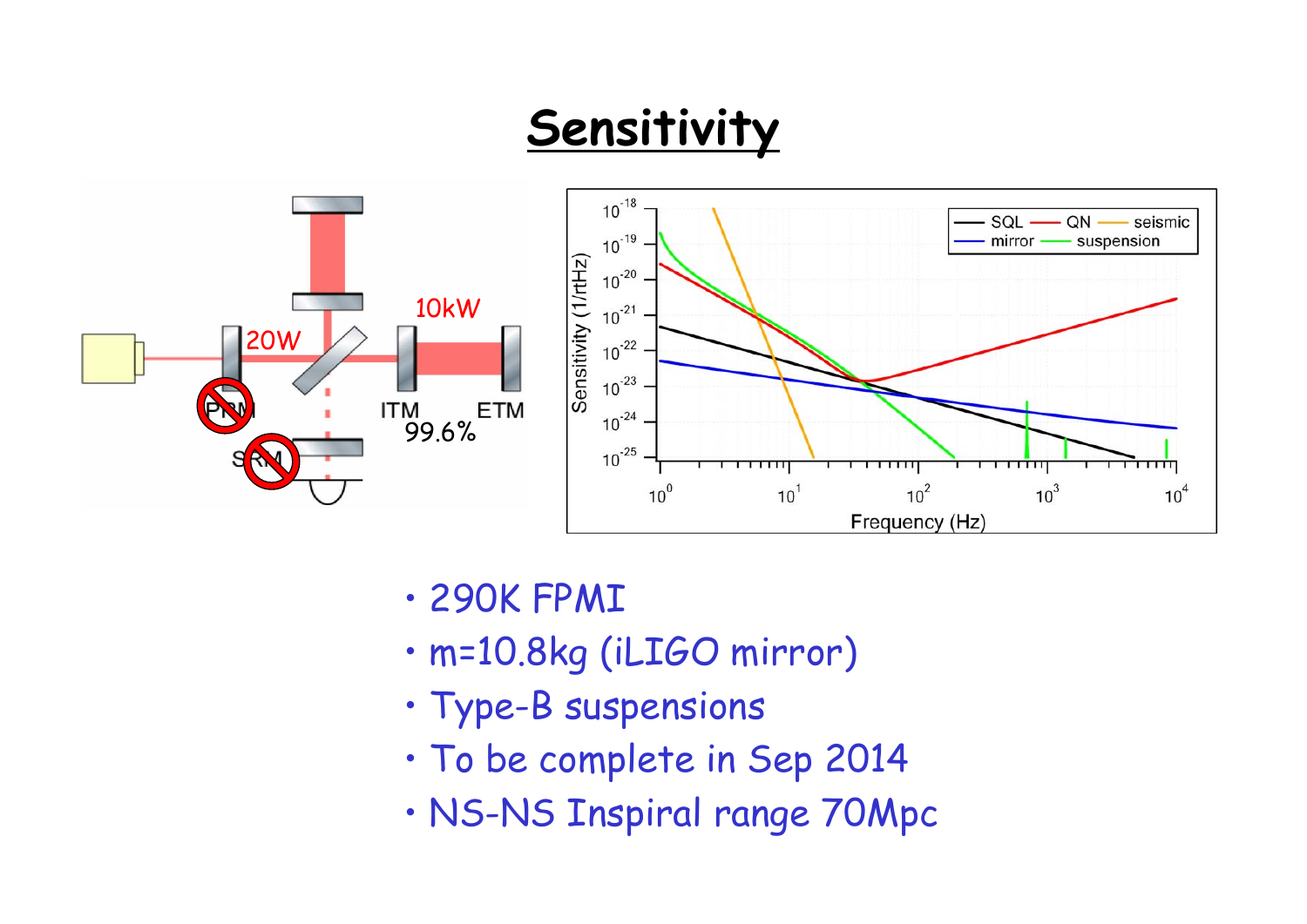# Sensitivity

- 290K FPMI
- m=10.8kg (iLIGO mirror)
- Type-B suspensions
- To be complete in Sep 2014
- NS-NS Inspiral range 70Mpc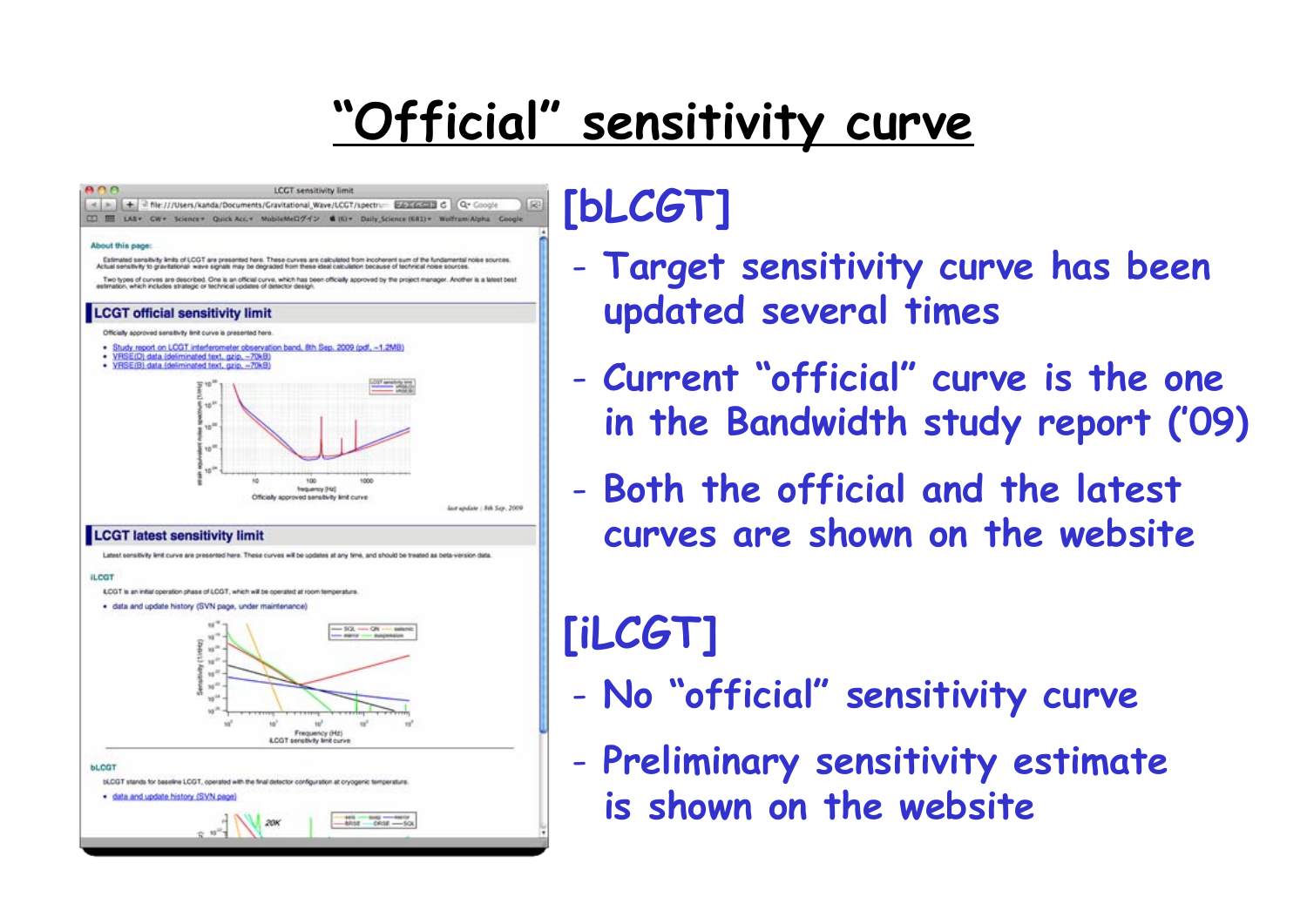# "Official" sensitivity curve

## [bLCGT]

- Target sensitivity curve has been updated several times
- Current "official" curve is the one in the Bandwidth study report ('09)
- Both the official and the latest curves are shown on the website

## [iLCGT]

- No "official" sensitivity curve
- Preliminary sensitivity estimate is shown on the website